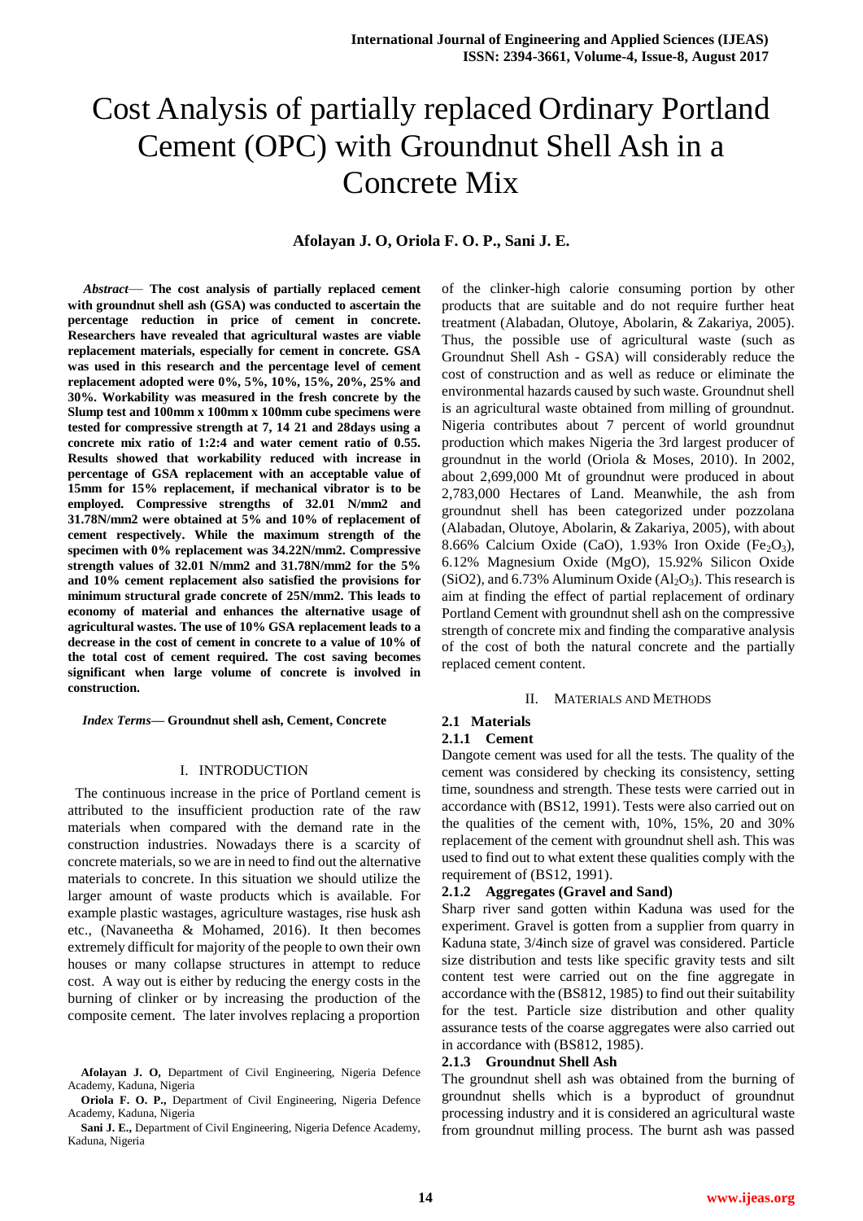# Cost Analysis of partially replaced Ordinary Portland Cement (OPC) with Groundnut Shell Ash in a Concrete Mix

**Afolayan J. O, Oriola F. O. P., Sani J. E.**

***Abstract*— The cost analysis of partially replaced cement with groundnut shell ash (GSA) was conducted to ascertain the percentage reduction in price of cement in concrete. Researchers have revealed that agricultural wastes are viable replacement materials, especially for cement in concrete. GSA was used in this research and the percentage level of cement replacement adopted were 0%, 5%, 10%, 15%, 20%, 25% and 30%. Workability was measured in the fresh concrete by the Slump test and 100mm x 100mm x 100mm cube specimens were tested for compressive strength at 7, 14 21 and 28days using a concrete mix ratio of 1:2:4 and water cement ratio of 0.55. Results showed that workability reduced with increase in percentage of GSA replacement with an acceptable value of 15mm for 15% replacement, if mechanical vibrator is to be employed. Compressive strengths of 32.01 N/mm2 and 31.78N/mm2 were obtained at 5% and 10% of replacement of cement respectively. While the maximum strength of the specimen with 0% replacement was 34.22N/mm2. Compressive strength values of 32.01 N/mm2 and 31.78N/mm2 for the 5% and 10% cement replacement also satisfied the provisions for minimum structural grade concrete of 25N/mm2. This leads to economy of material and enhances the alternative usage of agricultural wastes. The use of 10% GSA replacement leads to a decrease in the cost of cement in concrete to a value of 10% of the total cost of cement required. The cost saving becomes significant when large volume of concrete is involved in construction.**

***Index Terms*— Groundnut shell ash, Cement, Concrete**

## I. INTRODUCTION

The continuous increase in the price of Portland cement is attributed to the insufficient production rate of the raw materials when compared with the demand rate in the construction industries. Nowadays there is a scarcity of concrete materials, so we are in need to find out the alternative materials to concrete. In this situation we should utilize the larger amount of waste products which is available. For example plastic wastages, agriculture wastages, rise husk ash etc., (Navaneetha & Mohamed, 2016). It then becomes extremely difficult for majority of the people to own their own houses or many collapse structures in attempt to reduce cost. A way out is either by reducing the energy costs in the burning of clinker or by increasing the production of the composite cement. The later involves replacing a proportion of the clinker-high calorie consuming portion by other products that are suitable and do not require further heat treatment (Alabadan, Olutoye, Abolarin, & Zakariya, 2005). Thus, the possible use of agricultural waste (such as Groundnut Shell Ash - GSA) will considerably reduce the cost of construction and as well as reduce or eliminate the environmental hazards caused by such waste. Groundnut shell is an agricultural waste obtained from milling of groundnut. Nigeria contributes about 7 percent of world groundnut production which makes Nigeria the 3rd largest producer of groundnut in the world (Oriola & Moses, 2010). In 2002, about 2,699,000 Mt of groundnut were produced in about 2,783,000 Hectares of Land. Meanwhile, the ash from groundnut shell has been categorized under pozzolana (Alabadan, Olutoye, Abolarin, & Zakariya, 2005), with about 8.66% Calcium Oxide (CaO), 1.93% Iron Oxide ($Fe_2O_3$), 6.12% Magnesium Oxide (MgO), 15.92% Silicon Oxide ($SiO_2$), and 6.73% Aluminum Oxide ($Al_2O_3$). This research is aim at finding the effect of partial replacement of ordinary Portland Cement with groundnut shell ash on the compressive strength of concrete mix and finding the comparative analysis of the cost of both the natural concrete and the partially replaced cement content.

## II. MATERIALS AND METHODS

### 2.1 Materials

#### 2.1.1 Cement

Dangote cement was used for all the tests. The quality of the cement was considered by checking its consistency, setting time, soundness and strength. These tests were carried out in accordance with (BS12, 1991). Tests were also carried out on the qualities of the cement with, 10%, 15%, 20 and 30% replacement of the cement with groundnut shell ash. This was used to find out to what extent these qualities comply with the requirement of (BS12, 1991).

#### 2.1.2 Aggregates (Gravel and Sand)

Sharp river sand gotten within Kaduna was used for the experiment. Gravel is gotten from a supplier from quarry in Kaduna state, 3/4inch size of gravel was considered. Particle size distribution and tests like specific gravity tests and silt content test were carried out on the fine aggregate in accordance with the (BS812, 1985) to find out their suitability for the test. Particle size distribution and other quality assurance tests of the coarse aggregates were also carried out in accordance with (BS812, 1985).

#### 2.1.3 Groundnut Shell Ash

The groundnut shell ash was obtained from the burning of groundnut shells which is a byproduct of groundnut processing industry and it is considered an agricultural waste from groundnut milling process. The burnt ash was passed

**Afolayan J. O,** Department of Civil Engineering, Nigeria Defence Academy, Kaduna, Nigeria

**Oriola F. O. P.,** Department of Civil Engineering, Nigeria Defence Academy, Kaduna, Nigeria

**Sani J. E.,** Department of Civil Engineering, Nigeria Defence Academy, Kaduna, Nigeria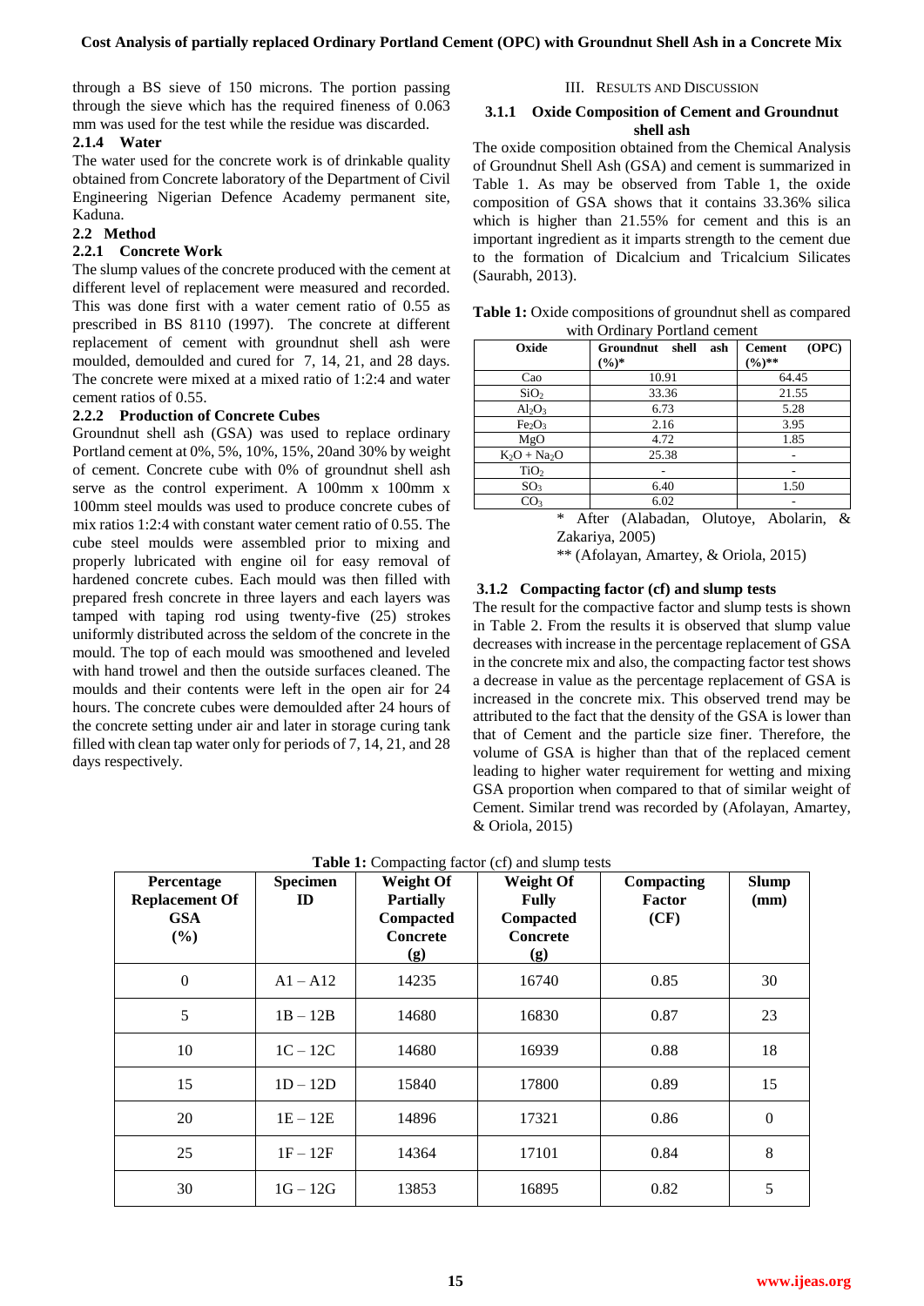through a BS sieve of 150 microns. The portion passing through the sieve which has the required fineness of 0.063 mm was used for the test while the residue was discarded.

#### 2.1.4 Water

The water used for the concrete work is of drinkable quality obtained from Concrete laboratory of the Department of Civil Engineering Nigerian Defence Academy permanent site, Kaduna.

### 2.2 Method

#### 2.2.1 Concrete Work

The slump values of the concrete produced with the cement at different level of replacement were measured and recorded. This was done first with a water cement ratio of 0.55 as prescribed in BS 8110 (1997). The concrete at different replacement of cement with groundnut shell ash were moulded, demoulded and cured for 7, 14, 21, and 28 days. The concrete were mixed at a mixed ratio of 1:2:4 and water cement ratios of 0.55.

#### 2.2.2 Production of Concrete Cubes

Groundnut shell ash (GSA) was used to replace ordinary Portland cement at 0%, 5%, 10%, 15%, 20and 30% by weight of cement. Concrete cube with 0% of groundnut shell ash serve as the control experiment. A 100mm x 100mm x 100mm steel moulds was used to produce concrete cubes of mix ratios 1:2:4 with constant water cement ratio of 0.55. The cube steel moulds were assembled prior to mixing and properly lubricated with engine oil for easy removal of hardened concrete cubes. Each mould was then filled with prepared fresh concrete in three layers and each layers was tamped with taping rod using twenty-five (25) strokes uniformly distributed across the seldom of the concrete in the mould. The top of each mould was smoothened and leveled with hand trowel and then the outside surfaces cleaned. The moulds and their contents were left in the open air for 24 hours. The concrete cubes were demoulded after 24 hours of the concrete setting under air and later in storage curing tank filled with clean tap water only for periods of 7, 14, 21, and 28 days respectively.

## III. Results and Discussion

### 3.1.1 Oxide Composition of Cement and Groundnut shell ash

The oxide composition obtained from the Chemical Analysis of Groundnut Shell Ash (GSA) and cement is summarized in Table 1. As may be observed from Table 1, the oxide composition of GSA shows that it contains 33.36% silica which is higher than 21.55% for cement and this is an important ingredient as it imparts strength to the cement due to the formation of Dicalcium and Tricalcium Silicates (Saurabh, 2013).

**Table 1:** Oxide compositions of groundnut shell as compared with Ordinary Portland cement

| Oxide | Groundnut shell ash (%)* | Cement (OPC) (%)** |
|---|---|---|
| Cao | 10.91 | 64.45 |
| $SiO_2$ | 33.36 | 21.55 |
| $Al_2O_3$ | 6.73 | 5.28 |
| $Fe_2O_3$ | 2.16 | 3.95 |
| MgO | 4.72 | 1.85 |
| $K_2O + Na_2O$ | 25.38 | - |
| $TiO_2$ | - | - |
| $SO_3$ | 6.40 | 1.50 |
| $CO_3$ | 6.02 | - |

\* After (Alabadan, Olutoye, Abolarin, & Zakariya, 2005)

** (Afolayan, Amartey, & Oriola, 2015)

### 3.1.2 Compacting factor (cf) and slump tests

The result for the compactive factor and slump tests is shown in Table 2. From the results it is observed that slump value decreases with increase in the percentage replacement of GSA in the concrete mix and also, the compacting factor test shows a decrease in value as the percentage replacement of GSA is increased in the concrete mix. This observed trend may be attributed to the fact that the density of the GSA is lower than that of Cement and the particle size finer. Therefore, the volume of GSA is higher than that of the replaced cement leading to higher water requirement for wetting and mixing GSA proportion when compared to that of similar weight of Cement. Similar trend was recorded by (Afolayan, Amartey, & Oriola, 2015)

**Table 1:** Compacting factor (cf) and slump tests

| Percentage Replacement Of GSA (%) | Specimen ID | Weight Of Partially Compacted Concrete (g) | Weight Of Fully Compacted Concrete (g) | Compacting Factor (CF) | Slump (mm) |
|---|---|---|---|---|---|
| 0 | A1 – A12 | 14235 | 16740 | 0.85 | 30 |
| 5 | 1B – 12B | 14680 | 16830 | 0.87 | 23 |
| 10 | 1C – 12C | 14680 | 16939 | 0.88 | 18 |
| 15 | 1D – 12D | 15840 | 17800 | 0.89 | 15 |
| 20 | 1E – 12E | 14896 | 17321 | 0.86 | 0 |
| 25 | 1F – 12F | 14364 | 17101 | 0.84 | 8 |
| 30 | 1G – 12G | 13853 | 16895 | 0.82 | 5 |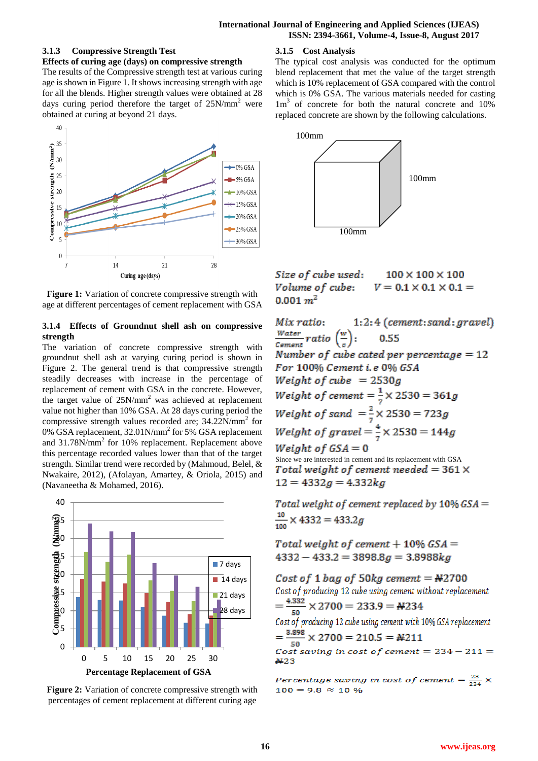### 3.1.3 Compressive Strength Test

**Effects of curing age (days) on compressive strength**

The results of the Compressive strength test at various curing age is shown in Figure 1. It shows increasing strength with age for all the blends. Higher strength values were obtained at 28 days curing period therefore the target of 25N/mm$^2$ were obtained at curing at beyond 21 days.

**Figure 1:** Variation of concrete compressive strength with age at different percentages of cement replacement with GSA

### 3.1.4 Effects of Groundnut shell ash on compressive strength

The variation of concrete compressive strength with groundnut shell ash at varying curing period is shown in Figure 2. The general trend is that compressive strength steadily decreases with increase in the percentage of replacement of cement with GSA in the concrete. However, the target value of 25N/mm$^2$ was achieved at replacement value not higher than 10% GSA. At 28 days curing period the compressive strength values recorded are; 34.22N/mm$^2$ for 0% GSA replacement, 32.01N/mm$^2$ for 5% GSA replacement and 31.78N/mm$^2$ for 10% replacement. Replacement above this percentage recorded values lower than that of the target strength. Similar trend were recorded by (Mahmoud, Belel, & Nwakaire, 2012), (Afolayan, Amartey, & Oriola, 2015) and (Navaneetha & Mohamed, 2016).

**Figure 2:** Variation of concrete compressive strength with percentages of cement replacement at different curing age

### 3.1.5 Cost Analysis

The typical cost analysis was conducted for the optimum blend replacement that met the value of the target strength which is 10% replacement of GSA compared with the control which is 0% GSA. The various materials needed for casting 1m$^3$ of concrete for both the natural concrete and 10% replaced concrete are shown by the following calculations.

100mm

100mm

100mm

*Size of cube used:* $100 \times 100 \times 100$

*Volume of cube:* $V = 0.1 \times 0.1 \times 0.1 = 0.001\ m^2$

*Mix ratio:* 1:2:4 (*cement:sand:gravel*)

$\frac{Water}{Cement}\ ratio\ \left(\frac{w}{c}\right)$: 0.55

*Number of cube cated per percentage* = 12

*For 100% Cement i.e 0% GSA*

*Weight of cube* = 2530g

*Weight of cement* $= \frac{1}{7} \times 2530 = 361g$

*Weight of sand* $= \frac{2}{7} \times 2530 = 723g$

*Weight of gravel* $= \frac{4}{7} \times 2530 = 144g$

*Weight of GSA* = 0

Since we are interested in cement and its replacement with GSA

*Total weight of cement needed* $= 361 \times 12 = 4332g = 4.332kg$

*Total weight of cement replaced by 10% GSA* $= \frac{10}{100} \times 4332 = 433.2g$

*Total weight of cement + 10% GSA* $= 4332 - 433.2 = 3898.8g = 3.8988kg$

*Cost of 1 bag of 50kg cement* = ₦2700

*Cost of producing 12 cube using cement without replacement* $= \frac{4.332}{50} \times 2700 = 233.9 =$ ₦234

*Cost of producing 12 cube using cement with 10% GSA replacement* $= \frac{3.898}{50} \times 2700 = 210.5 =$ ₦211

*Cost saving in cost of cement* $= 234 - 211 =$ ₦23

*Percentage saving in cost of cement* $= \frac{23}{234} \times 100 = 9.8 \approx 10\ \%$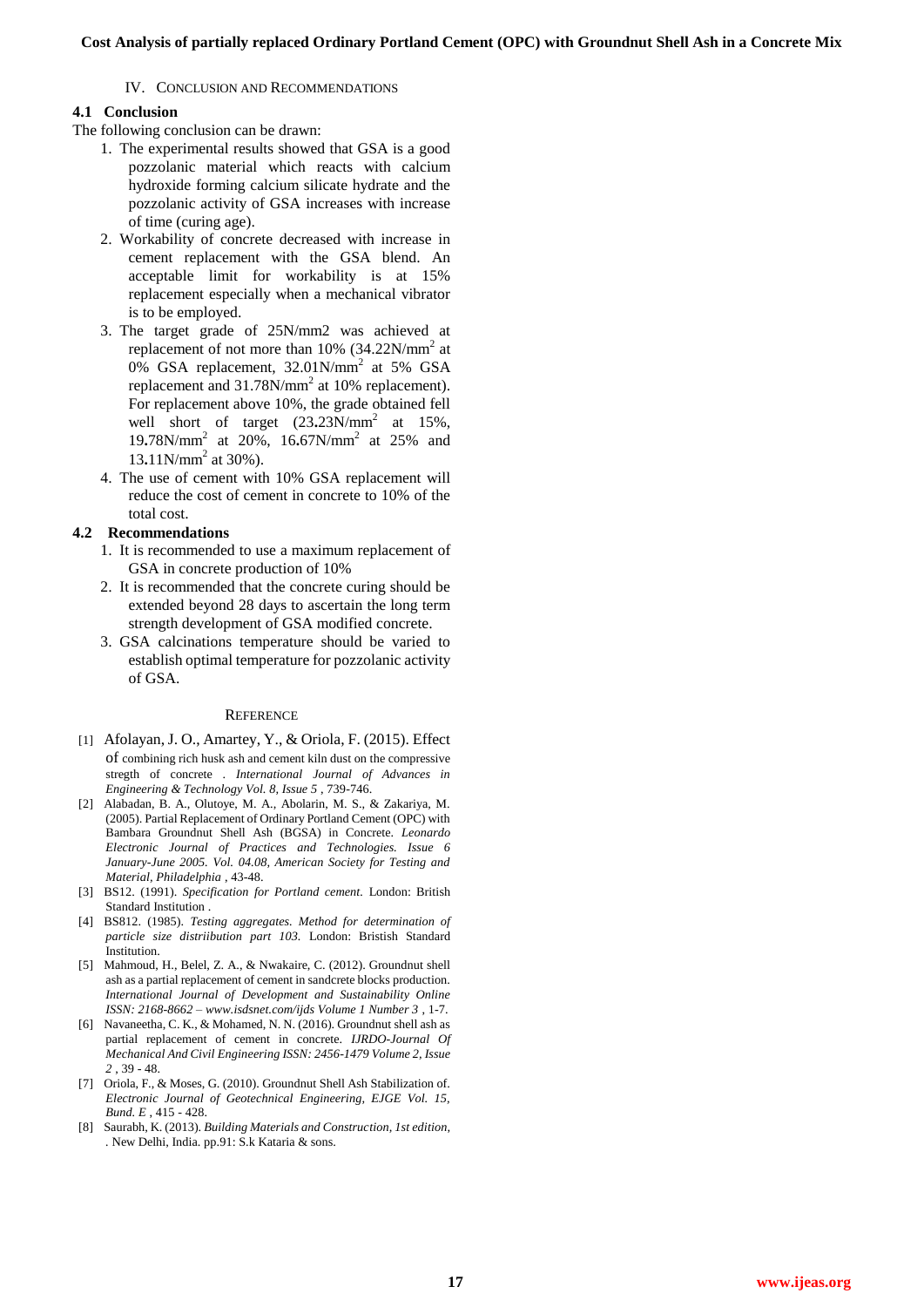## IV. Conclusion and Recommendations

### 4.1 Conclusion

The following conclusion can be drawn:

1. The experimental results showed that GSA is a good pozzolanic material which reacts with calcium hydroxide forming calcium silicate hydrate and the pozzolanic activity of GSA increases with increase of time (curing age).
2. Workability of concrete decreased with increase in cement replacement with the GSA blend. An acceptable limit for workability is at 15% replacement especially when a mechanical vibrator is to be employed.
3. The target grade of 25N/mm2 was achieved at replacement of not more than 10% (34.22N/mm$^2$ at 0% GSA replacement, 32.01N/mm$^2$ at 5% GSA replacement and 31.78N/mm$^2$ at 10% replacement). For replacement above 10%, the grade obtained fell well short of target (23**.**23N/mm$^2$ at 15%, 19**.**78N/mm$^2$ at 20%, 16**.**67N/mm$^2$ at 25% and 13**.**11N/mm$^2$ at 30%).
4. The use of cement with 10% GSA replacement will reduce the cost of cement in concrete to 10% of the total cost.

### 4.2 Recommendations

1. It is recommended to use a maximum replacement of GSA in concrete production of 10%
2. It is recommended that the concrete curing should be extended beyond 28 days to ascertain the long term strength development of GSA modified concrete.
3. GSA calcinations temperature should be varied to establish optimal temperature for pozzolanic activity of GSA.

## Reference

[1] Afolayan, J. O., Amartey, Y., & Oriola, F. (2015). Effect of combining rich husk ash and cement kiln dust on the compressive stregth of concrete . *International Journal of Advances in Engineering & Technology Vol. 8, Issue 5* , 739-746.

[2] Alabadan, B. A., Olutoye, M. A., Abolarin, M. S., & Zakariya, M. (2005). Partial Replacement of Ordinary Portland Cement (OPC) with Bambara Groundnut Shell Ash (BGSA) in Concrete. *Leonardo Electronic Journal of Practices and Technologies. Issue 6 January-June 2005. Vol. 04.08, American Society for Testing and Material, Philadelphia* , 43-48.

[3] BS12. (1991). *Specification for Portland cement*. London: British Standard Institution .

[4] BS812. (1985). *Testing aggregates. Method for determination of particle size distriibution part 103.* London: Bristish Standard Institution.

[5] Mahmoud, H., Belel, Z. A., & Nwakaire, C. (2012). Groundnut shell ash as a partial replacement of cement in sandcrete blocks production. *International Journal of Development and Sustainability Online ISSN: 2168-8662 – www.isdsnet.com/ijds Volume 1 Number 3* , 1-7.

[6] Navaneetha, C. K., & Mohamed, N. N. (2016). Groundnut shell ash as partial replacement of cement in concrete. *IJRDO-Journal Of Mechanical And Civil Engineering ISSN: 2456-1479 Volume 2, Issue 2* , 39 - 48.

[7] Oriola, F., & Moses, G. (2010). Groundnut Shell Ash Stabilization of. *Electronic Journal of Geotechnical Engineering, EJGE Vol. 15, Bund. E* , 415 - 428.

[8] Saurabh, K. (2013). *Building Materials and Construction, 1st edition,* . New Delhi, India. pp.91: S.k Kataria & sons.